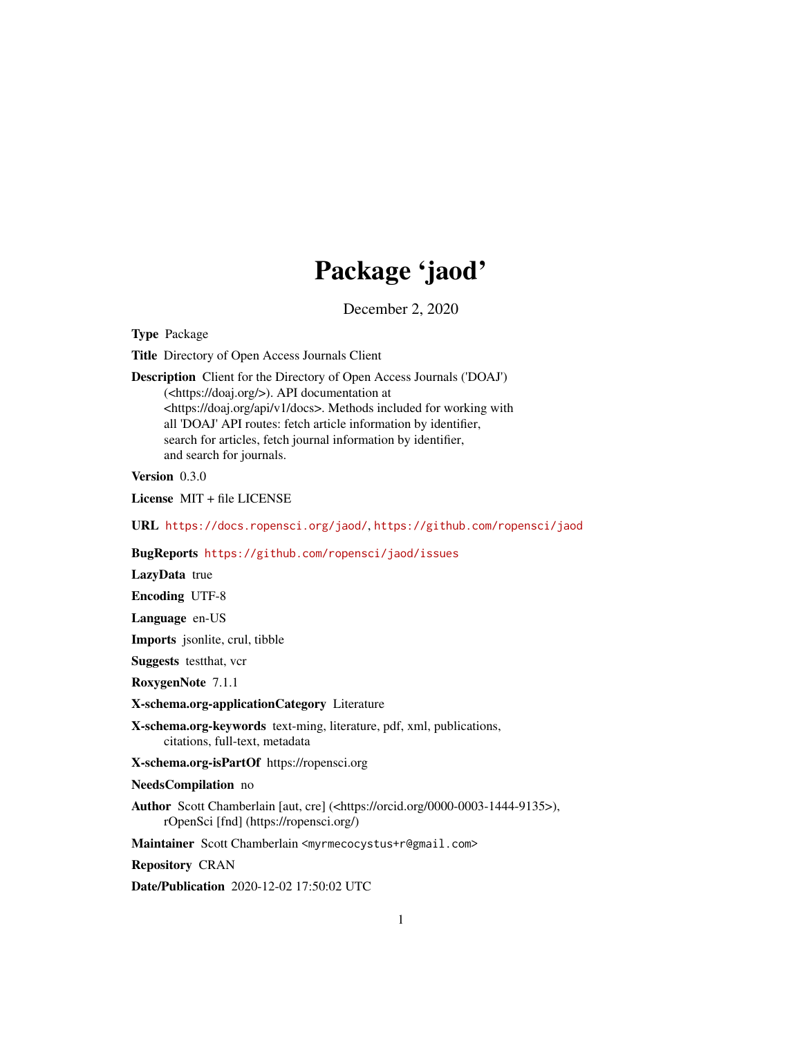# Package 'jaod'

December 2, 2020

**Type** Package

**Title** Directory of Open Access Journals Client

**Description** Client for the Directory of Open Access Journals ('DOAJ') (<https://doaj.org/>). API documentation at <https://doaj.org/api/v1/docs>. Methods included for working with all 'DOAJ' API routes: fetch article information by identifier, search for articles, fetch journal information by identifier, and search for journals.

**Version** 0.3.0

**License** MIT + file LICENSE

**URL** https://docs.ropensci.org/jaod/, https://github.com/ropensci/jaod

**BugReports** https://github.com/ropensci/jaod/issues

**LazyData** true

**Encoding** UTF-8

**Language** en-US

**Imports** jsonlite, crul, tibble

**Suggests** testthat, vcr

**RoxygenNote** 7.1.1

**X-schema.org-applicationCategory** Literature

**X-schema.org-keywords** text-ming, literature, pdf, xml, publications, citations, full-text, metadata

**X-schema.org-isPartOf** https://ropensci.org

**NeedsCompilation** no

**Author** Scott Chamberlain [aut, cre] (<https://orcid.org/0000-0003-1444-9135>), rOpenSci [fnd] (https://ropensci.org/)

**Maintainer** Scott Chamberlain <myrmecocystus+r@gmail.com>

**Repository** CRAN

**Date/Publication** 2020-12-02 17:50:02 UTC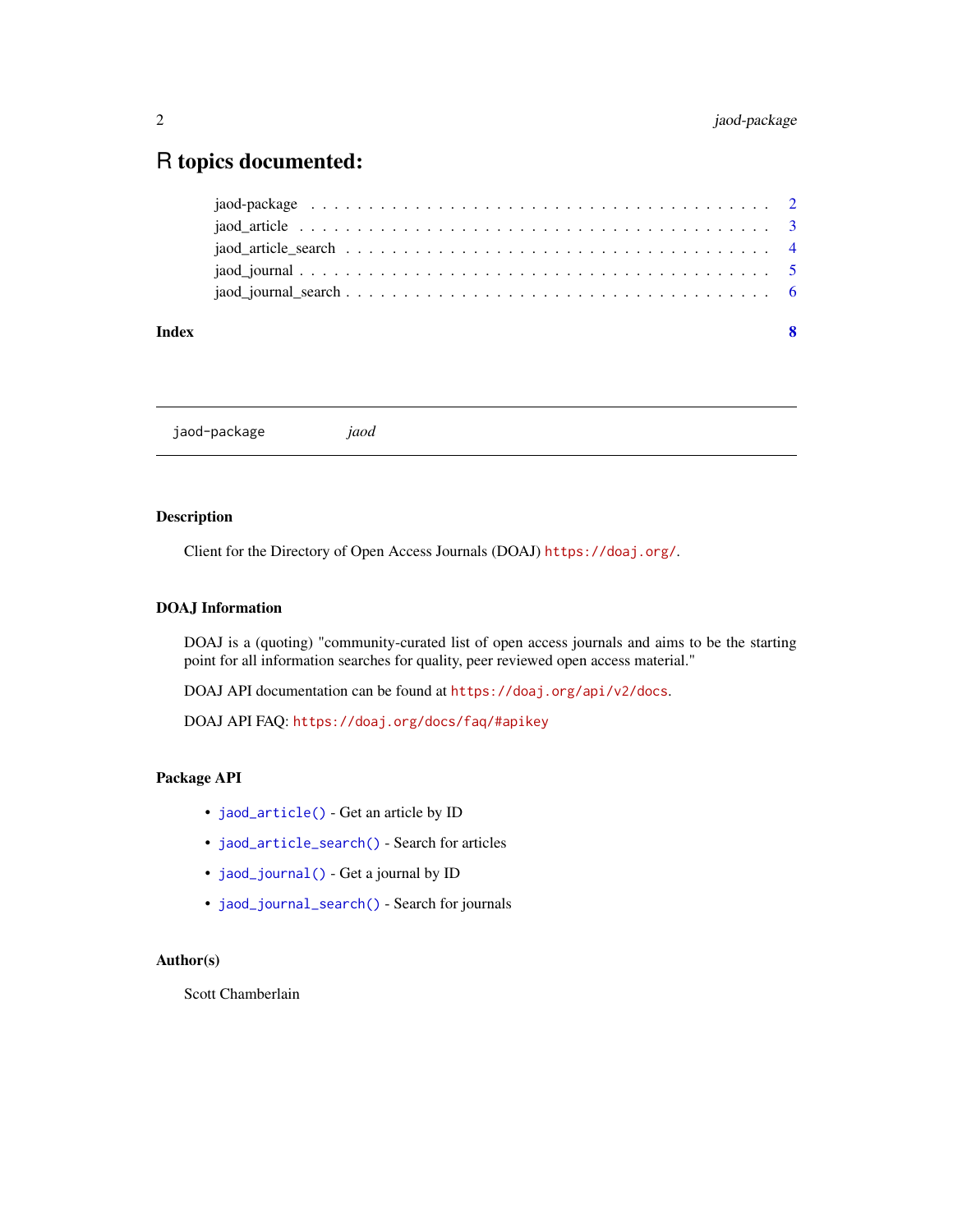# R topics documented:

jaod-package . . . . . . . . . . . . . . . . . . . . . . . . . . . . . . . . . . . . . . . . 2
jaod_article . . . . . . . . . . . . . . . . . . . . . . . . . . . . . . . . . . . . . . . . 3
jaod_article_search . . . . . . . . . . . . . . . . . . . . . . . . . . . . . . . . . . . . . 4
jaod_journal . . . . . . . . . . . . . . . . . . . . . . . . . . . . . . . . . . . . . . . . 5
jaod_journal_search . . . . . . . . . . . . . . . . . . . . . . . . . . . . . . . . . . . . 6

**Index** **8**

---

jaod-package *jaod*

---

### Description

Client for the Directory of Open Access Journals (DOAJ) `https://doaj.org/`.

### DOAJ Information

DOAJ is a (quoting) "community-curated list of open access journals and aims to be the starting point for all information searches for quality, peer reviewed open access material."

DOAJ API documentation can be found at `https://doaj.org/api/v2/docs`.

DOAJ API FAQ: `https://doaj.org/docs/faq/#apikey`

### Package API

- `jaod_article()` - Get an article by ID
- `jaod_article_search()` - Search for articles
- `jaod_journal()` - Get a journal by ID
- `jaod_journal_search()` - Search for journals

### Author(s)

Scott Chamberlain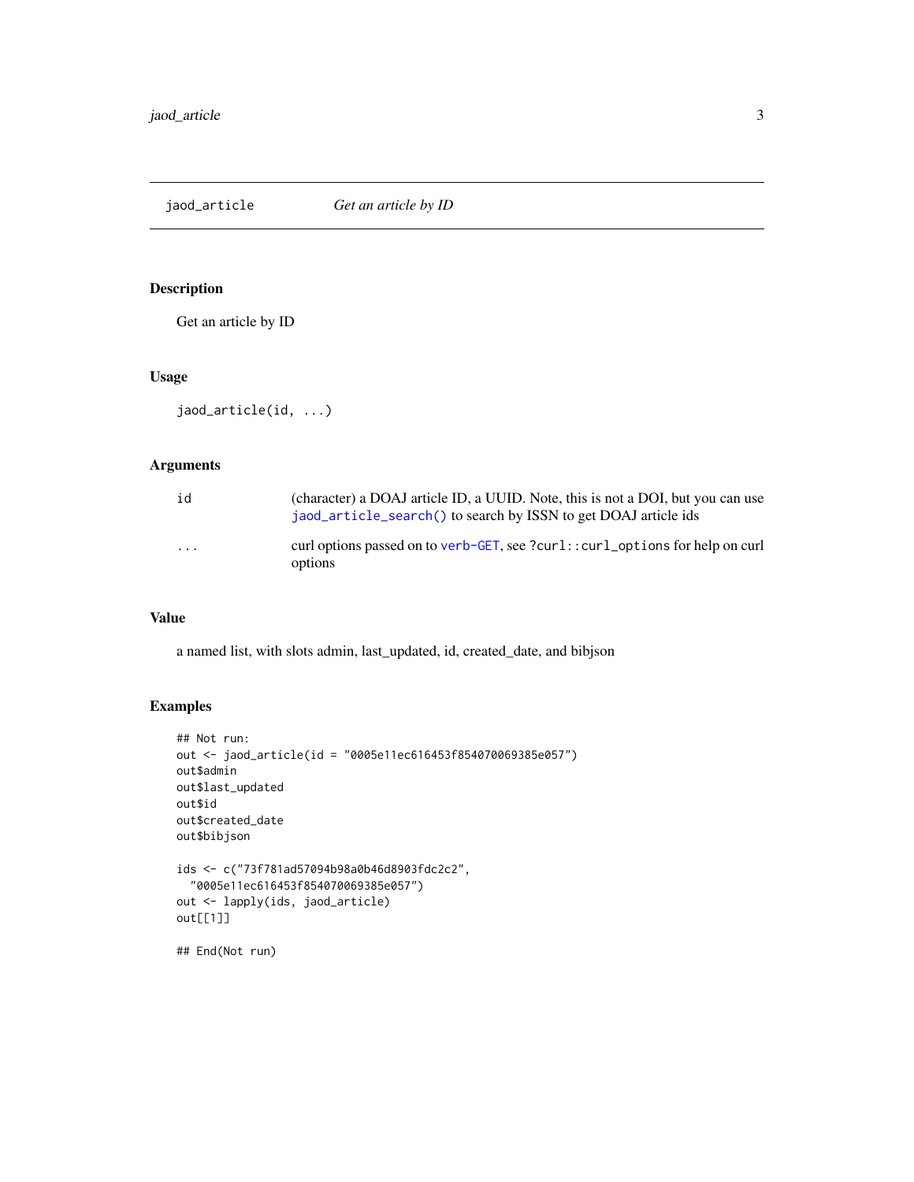# jaod_article — *Get an article by ID*

## Description

Get an article by ID

## Usage

```
jaod_article(id, ...)
```

## Arguments

| | |
|---|---|
| id | (character) a DOAJ article ID, a UUID. Note, this is not a DOI, but you can use `jaod_article_search()` to search by ISSN to get DOAJ article ids |
| ... | curl options passed on to `verb-GET`, see `?curl::curl_options` for help on curl options |

## Value

a named list, with slots admin, last_updated, id, created_date, and bibjson

## Examples

```
## Not run:
out <- jaod_article(id = "0005e11ec616453f854070069385e057")
out$admin
out$last_updated
out$id
out$created_date
out$bibjson

ids <- c("73f781ad57094b98a0b46d8903fdc2c2",
  "0005e11ec616453f854070069385e057")
out <- lapply(ids, jaod_article)
out[[1]]

## End(Not run)
```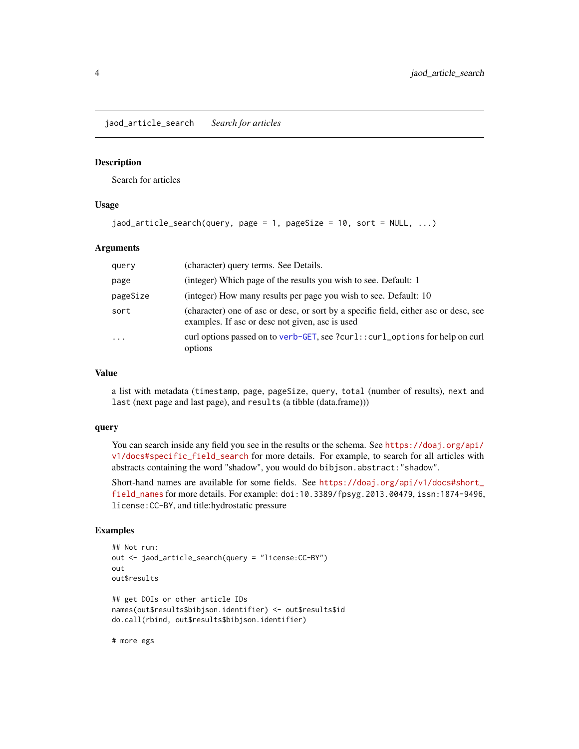jaod_article_search *Search for articles*

### Description

Search for articles

### Usage

```
jaod_article_search(query, page = 1, pageSize = 10, sort = NULL, ...)
```

### Arguments

| | |
|---|---|
| query | (character) query terms. See Details. |
| page | (integer) Which page of the results you wish to see. Default: 1 |
| pageSize | (integer) How many results per page you wish to see. Default: 10 |
| sort | (character) one of asc or desc, or sort by a specific field, either asc or desc, see examples. If asc or desc not given, asc is used |
| ... | curl options passed on to verb-GET, see ?curl::curl_options for help on curl options |

### Value

a list with metadata (`timestamp`, `page`, `pageSize`, `query`, `total` (number of results), `next` and `last` (next page and last page), and `results` (a tibble (data.frame)))

### query

You can search inside any field you see in the results or the schema. See https://doaj.org/api/v1/docs#specific_field_search for more details. For example, to search for all articles with abstracts containing the word "shadow", you would do `bibjson.abstract:"shadow"`.

Short-hand names are available for some fields. See https://doaj.org/api/v1/docs#short_field_names for more details. For example: `doi:10.3389/fpsyg.2013.00479`, `issn:1874-9496`, `license:CC-BY`, and title:hydrostatic pressure

### Examples

```
## Not run:
out <- jaod_article_search(query = "license:CC-BY")
out
out$results

## get DOIs or other article IDs
names(out$results$bibjson.identifier) <- out$results$id
do.call(rbind, out$results$bibjson.identifier)

# more egs
```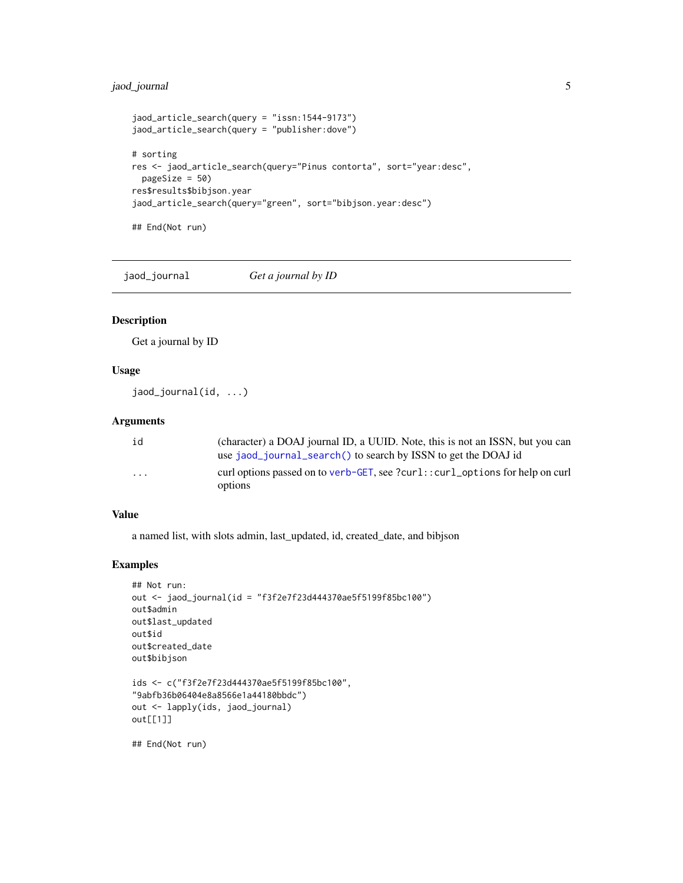```
jaod_article_search(query = "issn:1544-9173")
jaod_article_search(query = "publisher:dove")

# sorting
res <- jaod_article_search(query="Pinus contorta", sort="year:desc",
  pageSize = 50)
res$results$bibjson.year
jaod_article_search(query="green", sort="bibjson.year:desc")

## End(Not run)
```

---

## jaod_journal — *Get a journal by ID*

### Description

Get a journal by ID

### Usage

```
jaod_journal(id, ...)
```

### Arguments

| | |
|---|---|
| `id` | (character) a DOAJ journal ID, a UUID. Note, this is not an ISSN, but you can use `jaod_journal_search()` to search by ISSN to get the DOAJ id |
| `...` | curl options passed on to `verb-GET`, see `?curl::curl_options` for help on curl options |

### Value

a named list, with slots admin, last_updated, id, created_date, and bibjson

### Examples

```
## Not run:
out <- jaod_journal(id = "f3f2e7f23d444370ae5f5199f85bc100")
out$admin
out$last_updated
out$id
out$created_date
out$bibjson

ids <- c("f3f2e7f23d444370ae5f5199f85bc100",
"9abfb36b06404e8a8566e1a44180bbdc")
out <- lapply(ids, jaod_journal)
out[[1]]

## End(Not run)
```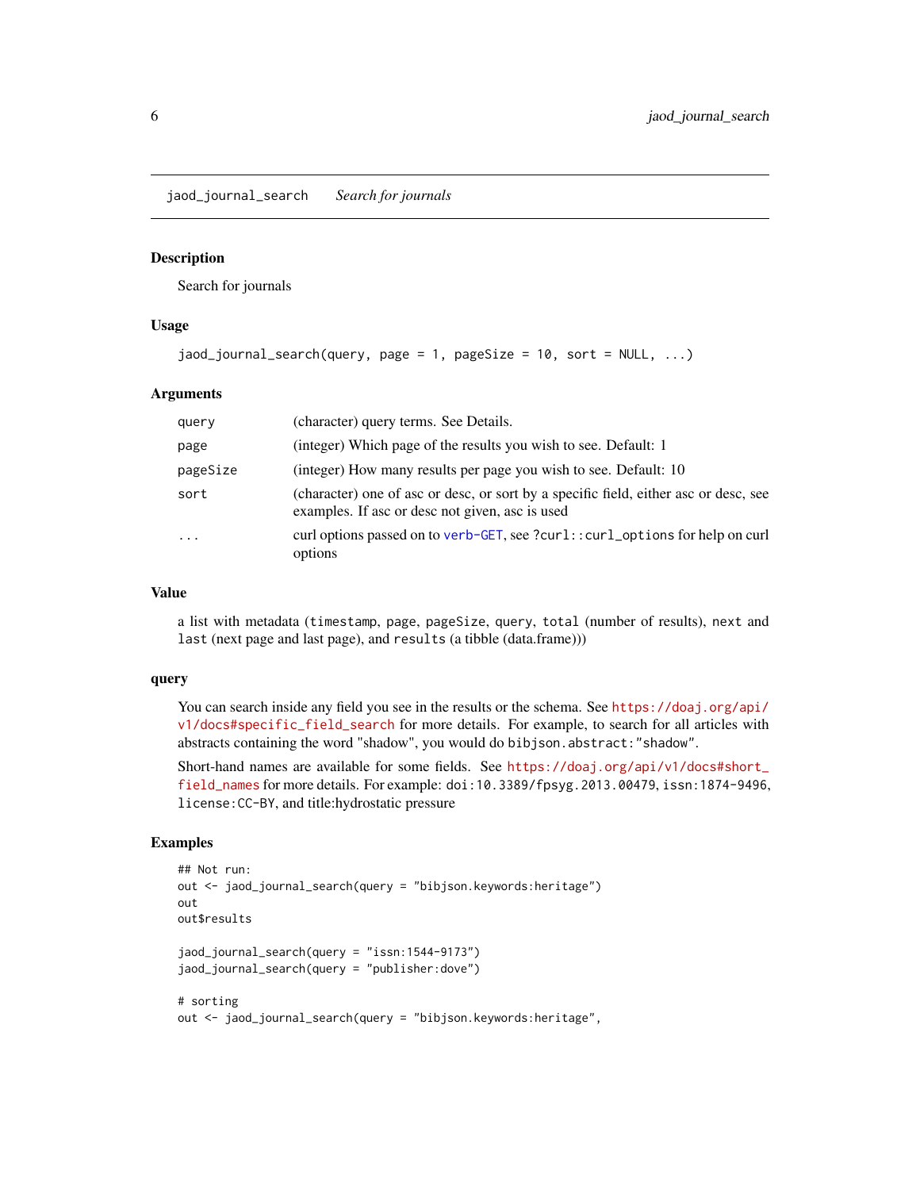`jaod_journal_search` *Search for journals*

### Description

Search for journals

### Usage

```
jaod_journal_search(query, page = 1, pageSize = 10, sort = NULL, ...)
```

### Arguments

| | |
|---|---|
| `query` | (character) query terms. See Details. |
| `page` | (integer) Which page of the results you wish to see. Default: 1 |
| `pageSize` | (integer) How many results per page you wish to see. Default: 10 |
| `sort` | (character) one of asc or desc, or sort by a specific field, either asc or desc, see examples. If asc or desc not given, asc is used |
| `...` | curl options passed on to `verb-GET`, see `?curl::curl_options` for help on curl options |

### Value

a list with metadata (`timestamp`, `page`, `pageSize`, `query`, `total` (number of results), `next` and `last` (next page and last page), and `results` (a tibble (data.frame)))

### query

You can search inside any field you see in the results or the schema. See `https://doaj.org/api/v1/docs#specific_field_search` for more details. For example, to search for all articles with abstracts containing the word "shadow", you would do `bibjson.abstract:"shadow"`.

Short-hand names are available for some fields. See `https://doaj.org/api/v1/docs#short_field_names` for more details. For example: `doi:10.3389/fpsyg.2013.00479`, `issn:1874-9496`, `license:CC-BY`, and title:hydrostatic pressure

### Examples

```
## Not run:
out <- jaod_journal_search(query = "bibjson.keywords:heritage")
out
out$results

jaod_journal_search(query = "issn:1544-9173")
jaod_journal_search(query = "publisher:dove")

# sorting
out <- jaod_journal_search(query = "bibjson.keywords:heritage",
```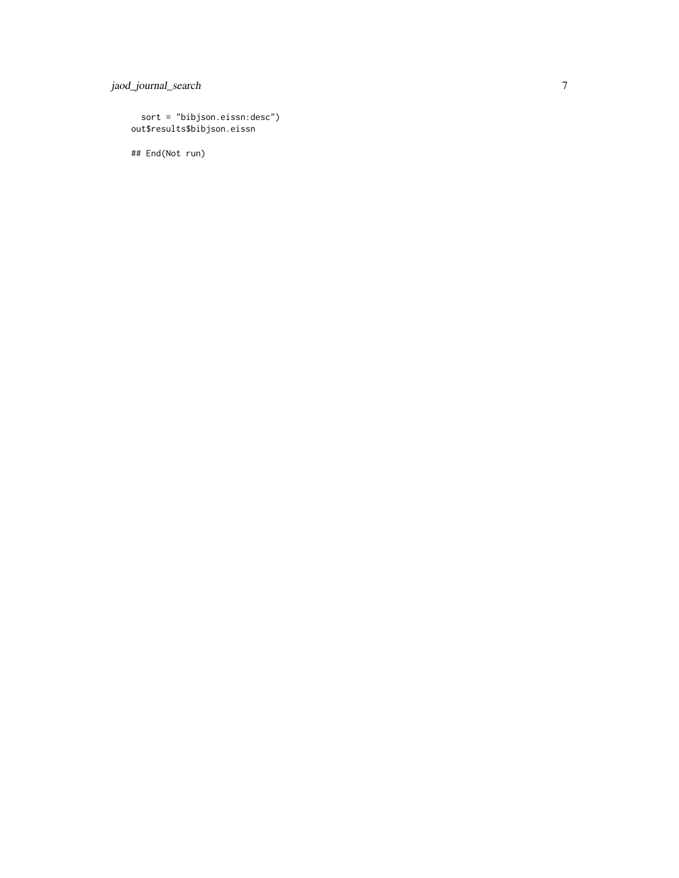```
  sort = "bibjson.eissn:desc")
out$results$bibjson.eissn

## End(Not run)
```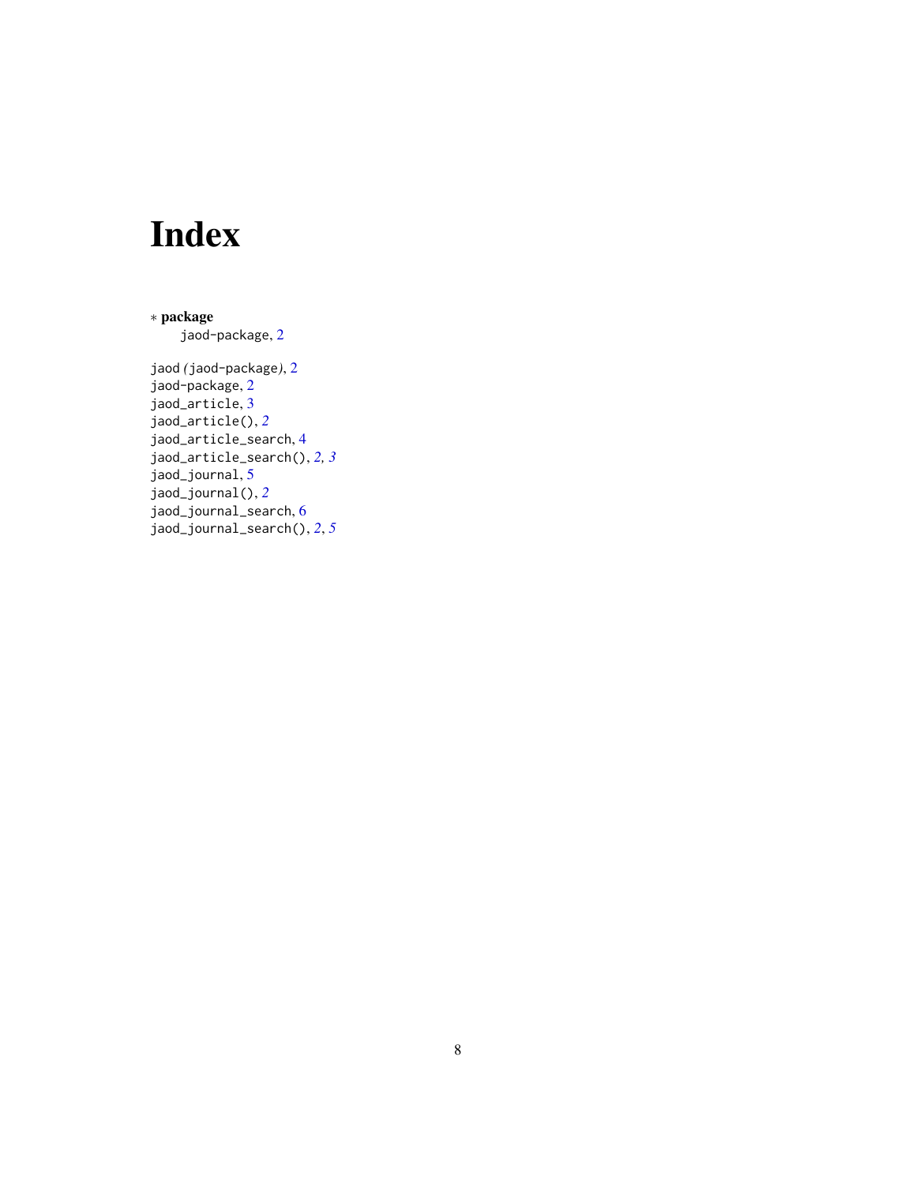# Index

∗ **package**
    jaod-package, 2

jaod *(*jaod-package*)*, 2
jaod-package, 2
jaod_article, 3
jaod_article(), *2*
jaod_article_search, 4
jaod_article_search(), *2, 3*
jaod_journal, 5
jaod_journal(), *2*
jaod_journal_search, 6
jaod_journal_search(), *2*, *5*